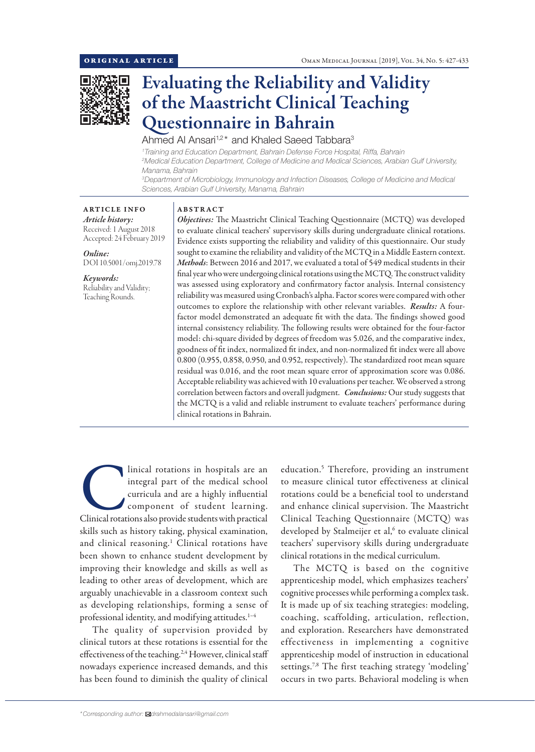ORIGINAL ARTICLE

# Evaluating the Reliability and Validity of the Maastricht Clinical Teaching Questionnaire in Bahrain

Ahmed Al Ansari[1,2]* and Khaled Saeed Tabbara[3]

[1]Training and Education Department, Bahrain Defense Force Hospital, Riffa, Bahrain
[2]Medical Education Department, College of Medicine and Medical Sciences, Arabian Gulf University, Manama, Bahrain
[3]Department of Microbiology, Immunology and Infection Diseases, College of Medicine and Medical Sciences, Arabian Gulf University, Manama, Bahrain

**ARTICLE INFO**

*Article history:*
Received: 1 August 2018
Accepted: 24 February 2019

*Online:*
DOI 10.5001/omj.2019.78

*Keywords:*
Reliability and Validity;
Teaching Rounds.

**ABSTRACT**

***Objectives:*** The Maastricht Clinical Teaching Questionnaire (MCTQ) was developed to evaluate clinical teachers' supervisory skills during undergraduate clinical rotations. Evidence exists supporting the reliability and validity of this questionnaire. Our study sought to examine the reliability and validity of the MCTQ in a Middle Eastern context. ***Methods***: Between 2016 and 2017, we evaluated a total of 549 medical students in their final year who were undergoing clinical rotations using the MCTQ. The construct validity was assessed using exploratory and confirmatory factor analysis. Internal consistency reliability was measured using Cronbach's alpha. Factor scores were compared with other outcomes to explore the relationship with other relevant variables. ***Results:*** A four-factor model demonstrated an adequate fit with the data. The findings showed good internal consistency reliability. The following results were obtained for the four-factor model: chi-square divided by degrees of freedom was 5.026, and the comparative index, goodness of fit index, normalized fit index, and non-normalized fit index were all above 0.800 (0.955, 0.858, 0.950, and 0.952, respectively). The standardized root mean square residual was 0.016, and the root mean square error of approximation score was 0.086. Acceptable reliability was achieved with 10 evaluations per teacher. We observed a strong correlation between factors and overall judgment. ***Conclusions:*** Our study suggests that the MCTQ is a valid and reliable instrument to evaluate teachers' performance during clinical rotations in Bahrain.

Clinical rotations in hospitals are an integral part of the medical school curricula and are a highly influential component of student learning. Clinical rotations also provide students with practical skills such as history taking, physical examination, and clinical reasoning.[1] Clinical rotations have been shown to enhance student development by improving their knowledge and skills as well as leading to other areas of development, which are arguably unachievable in a classroom context such as developing relationships, forming a sense of professional identity, and modifying attitudes.[1–4]

The quality of supervision provided by clinical tutors at these rotations is essential for the effectiveness of the teaching.[2,4] However, clinical staff nowadays experience increased demands, and this has been found to diminish the quality of clinical education.[5] Therefore, providing an instrument to measure clinical tutor effectiveness at clinical rotations could be a beneficial tool to understand and enhance clinical supervision. The Maastricht Clinical Teaching Questionnaire (MCTQ) was developed by Stalmeijer et al,[6] to evaluate clinical teachers' supervisory skills during undergraduate clinical rotations in the medical curriculum.

The MCTQ is based on the cognitive apprenticeship model, which emphasizes teachers' cognitive processes while performing a complex task. It is made up of six teaching strategies: modeling, coaching, scaffolding, articulation, reflection, and exploration. Researchers have demonstrated effectiveness in implementing a cognitive apprenticeship model of instruction in educational settings.[7,8] The first teaching strategy 'modeling' occurs in two parts. Behavioral modeling is when

*Corresponding author: drahmedalansari@gmail.com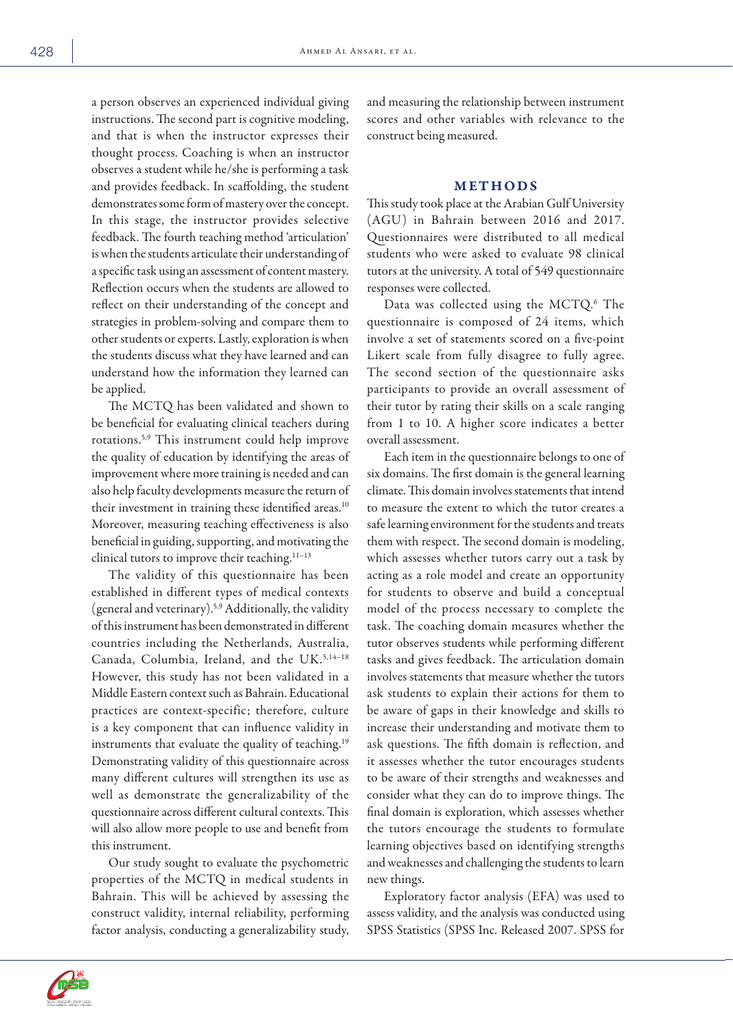a person observes an experienced individual giving instructions. The second part is cognitive modeling, and that is when the instructor expresses their thought process. Coaching is when an instructor observes a student while he/she is performing a task and provides feedback. In scaffolding, the student demonstrates some form of mastery over the concept. In this stage, the instructor provides selective feedback. The fourth teaching method 'articulation' is when the students articulate their understanding of a specific task using an assessment of content mastery. Reflection occurs when the students are allowed to reflect on their understanding of the concept and strategies in problem-solving and compare them to other students or experts. Lastly, exploration is when the students discuss what they have learned and can understand how the information they learned can be applied.

The MCTQ has been validated and shown to be beneficial for evaluating clinical teachers during rotations.[5,9] This instrument could help improve the quality of education by identifying the areas of improvement where more training is needed and can also help faculty developments measure the return of their investment in training these identified areas.[10] Moreover, measuring teaching effectiveness is also beneficial in guiding, supporting, and motivating the clinical tutors to improve their teaching.[11–13]

The validity of this questionnaire has been established in different types of medical contexts (general and veterinary).[5,9] Additionally, the validity of this instrument has been demonstrated in different countries including the Netherlands, Australia, Canada, Columbia, Ireland, and the UK.[5,14–18] However, this study has not been validated in a Middle Eastern context such as Bahrain. Educational practices are context-specific; therefore, culture is a key component that can influence validity in instruments that evaluate the quality of teaching.[19] Demonstrating validity of this questionnaire across many different cultures will strengthen its use as well as demonstrate the generalizability of the questionnaire across different cultural contexts. This will also allow more people to use and benefit from this instrument.

Our study sought to evaluate the psychometric properties of the MCTQ in medical students in Bahrain. This will be achieved by assessing the construct validity, internal reliability, performing factor analysis, conducting a generalizability study, and measuring the relationship between instrument scores and other variables with relevance to the construct being measured.

## METHODS

This study took place at the Arabian Gulf University (AGU) in Bahrain between 2016 and 2017. Questionnaires were distributed to all medical students who were asked to evaluate 98 clinical tutors at the university. A total of 549 questionnaire responses were collected.

Data was collected using the MCTQ.[6] The questionnaire is composed of 24 items, which involve a set of statements scored on a five-point Likert scale from fully disagree to fully agree. The second section of the questionnaire asks participants to provide an overall assessment of their tutor by rating their skills on a scale ranging from 1 to 10. A higher score indicates a better overall assessment.

Each item in the questionnaire belongs to one of six domains. The first domain is the general learning climate. This domain involves statements that intend to measure the extent to which the tutor creates a safe learning environment for the students and treats them with respect. The second domain is modeling, which assesses whether tutors carry out a task by acting as a role model and create an opportunity for students to observe and build a conceptual model of the process necessary to complete the task. The coaching domain measures whether the tutor observes students while performing different tasks and gives feedback. The articulation domain involves statements that measure whether the tutors ask students to explain their actions for them to be aware of gaps in their knowledge and skills to increase their understanding and motivate them to ask questions. The fifth domain is reflection, and it assesses whether the tutor encourages students to be aware of their strengths and weaknesses and consider what they can do to improve things. The final domain is exploration, which assesses whether the tutors encourage the students to formulate learning objectives based on identifying strengths and weaknesses and challenging the students to learn new things.

Exploratory factor analysis (EFA) was used to assess validity, and the analysis was conducted using SPSS Statistics (SPSS Inc. Released 2007. SPSS for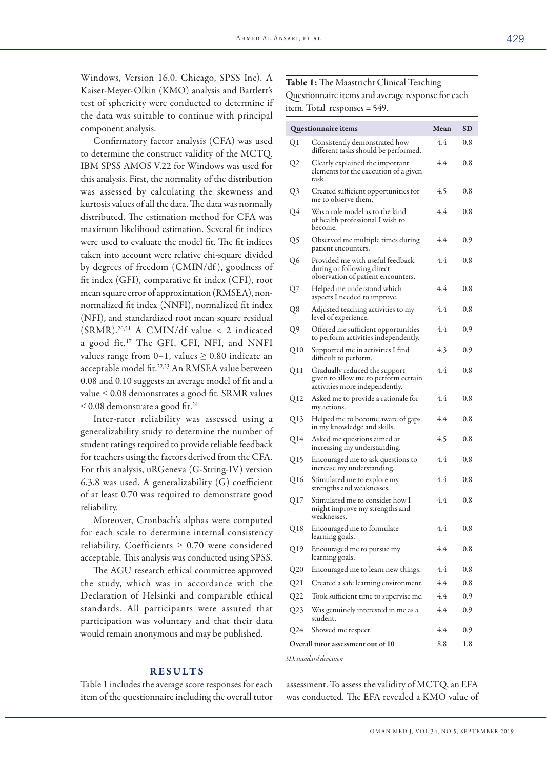Windows, Version 16.0. Chicago, SPSS Inc). A Kaiser-Meyer-Olkin (KMO) analysis and Bartlett's test of sphericity were conducted to determine if the data was suitable to continue with principal component analysis.

Confirmatory factor analysis (CFA) was used to determine the construct validity of the MCTQ. IBM SPSS AMOS V.22 for Windows was used for this analysis. First, the normality of the distribution was assessed by calculating the skewness and kurtosis values of all the data. The data was normally distributed. The estimation method for CFA was maximum likelihood estimation. Several fit indices were used to evaluate the model fit. The fit indices taken into account were relative chi-square divided by degrees of freedom (CMIN/df), goodness of fit index (GFI), comparative fit index (CFI), root mean square error of approximation (RMSEA), non-normalized fit index (NNFI), normalized fit index (NFI), and standardized root mean square residual (SRMR).[20,21] A CMIN/df value $< 2$ indicated a good fit.[17] The GFI, CFI, NFI, and NNFI values range from 0–1, values $\geq 0.80$ indicate an acceptable model fit.[22,23] An RMSEA value between 0.08 and 0.10 suggests an average model of fit and a value $< 0.08$ demonstrates a good fit. SRMR values $< 0.08$ demonstrate a good fit.[24]

Inter-rater reliability was assessed using a generalizability study to determine the number of student ratings required to provide reliable feedback for teachers using the factors derived from the CFA. For this analysis, uRGeneva (G-String-IV) version 6.3.8 was used. A generalizability (G) coefficient of at least 0.70 was required to demonstrate good reliability.

Moreover, Cronbach's alphas were computed for each scale to determine internal consistency reliability. Coefficients $> 0.70$ were considered acceptable. This analysis was conducted using SPSS.

The AGU research ethical committee approved the study, which was in accordance with the Declaration of Helsinki and comparable ethical standards. All participants were assured that participation was voluntary and that their data would remain anonymous and may be published.

**Table 1:** The Maastricht Clinical Teaching Questionnaire items and average response for each item. Total responses = 549.

| Questionnaire items | | Mean | SD |
|---|---|---|---|
| Q1 | Consistently demonstrated how different tasks should be performed. | 4.4 | 0.8 |
| Q2 | Clearly explained the important elements for the execution of a given task. | 4.4 | 0.8 |
| Q3 | Created sufficient opportunities for me to observe them. | 4.5 | 0.8 |
| Q4 | Was a role model as to the kind of health professional I wish to become. | 4.4 | 0.8 |
| Q5 | Observed me multiple times during patient encounters. | 4.4 | 0.9 |
| Q6 | Provided me with useful feedback during or following direct observation of patient encounters. | 4.4 | 0.8 |
| Q7 | Helped me understand which aspects I needed to improve. | 4.4 | 0.8 |
| Q8 | Adjusted teaching activities to my level of experience. | 4.4 | 0.8 |
| Q9 | Offered me sufficient opportunities to perform activities independently. | 4.4 | 0.9 |
| Q10 | Supported me in activities I find difficult to perform. | 4.3 | 0.9 |
| Q11 | Gradually reduced the support given to allow me to perform certain activities more independently. | 4.4 | 0.8 |
| Q12 | Asked me to provide a rationale for my actions. | 4.4 | 0.8 |
| Q13 | Helped me to become aware of gaps in my knowledge and skills. | 4.4 | 0.8 |
| Q14 | Asked me questions aimed at increasing my understanding. | 4.5 | 0.8 |
| Q15 | Encouraged me to ask questions to increase my understanding. | 4.4 | 0.8 |
| Q16 | Stimulated me to explore my strengths and weaknesses. | 4.4 | 0.8 |
| Q17 | Stimulated me to consider how I might improve my strengths and weaknesses. | 4.4 | 0.8 |
| Q18 | Encouraged me to formulate learning goals. | 4.4 | 0.8 |
| Q19 | Encouraged me to pursue my learning goals. | 4.4 | 0.8 |
| Q20 | Encouraged me to learn new things. | 4.4 | 0.8 |
| Q21 | Created a safe learning environment. | 4.4 | 0.8 |
| Q22 | Took sufficient time to supervise me. | 4.4 | 0.9 |
| Q23 | Was genuinely interested in me as a student. | 4.4 | 0.9 |
| Q24 | Showed me respect. | 4.4 | 0.9 |
| Overall tutor assessment out of 10 | | 8.8 | 1.8 |

*SD: standard deviation.*

## RESULTS

Table 1 includes the average score responses for each item of the questionnaire including the overall tutor assessment. To assess the validity of MCTQ, an EFA was conducted. The EFA revealed a KMO value of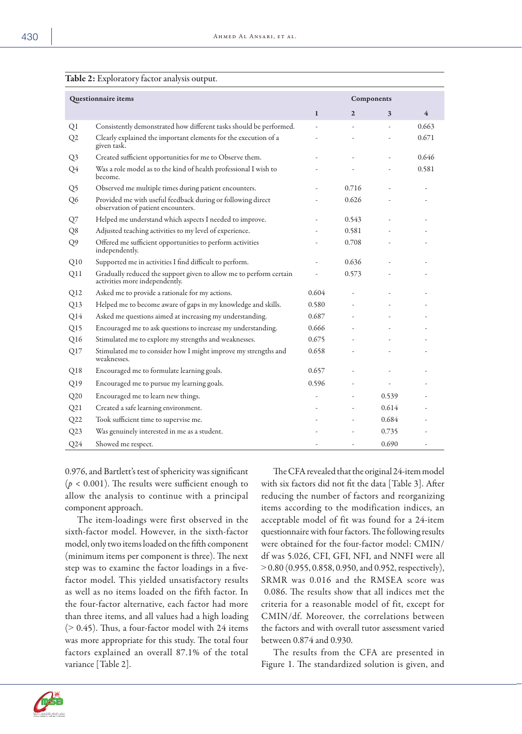**Table 2:** Exploratory factor analysis output.

| Questionnaire items | | Components | | | |
|---|---|---|---|---|---|
| | | 1 | 2 | 3 | 4 |
| Q1 | Consistently demonstrated how different tasks should be performed. | - | - | - | 0.663 |
| Q2 | Clearly explained the important elements for the execution of a given task. | - | - | - | 0.671 |
| Q3 | Created sufficient opportunities for me to Observe them. | - | - | - | 0.646 |
| Q4 | Was a role model as to the kind of health professional I wish to become. | - | - | - | 0.581 |
| Q5 | Observed me multiple times during patient encounters. | - | 0.716 | - | - |
| Q6 | Provided me with useful feedback during or following direct observation of patient encounters. | - | 0.626 | - | - |
| Q7 | Helped me understand which aspects I needed to improve. | - | 0.543 | - | - |
| Q8 | Adjusted teaching activities to my level of experience. | - | 0.581 | - | - |
| Q9 | Offered me sufficient opportunities to perform activities independently. | - | 0.708 | - | - |
| Q10 | Supported me in activities I find difficult to perform. | - | 0.636 | - | - |
| Q11 | Gradually reduced the support given to allow me to perform certain activities more independently. | - | 0.573 | - | - |
| Q12 | Asked me to provide a rationale for my actions. | 0.604 | - | - | - |
| Q13 | Helped me to become aware of gaps in my knowledge and skills. | 0.580 | - | - | - |
| Q14 | Asked me questions aimed at increasing my understanding. | 0.687 | - | - | - |
| Q15 | Encouraged me to ask questions to increase my understanding. | 0.666 | - | - | - |
| Q16 | Stimulated me to explore my strengths and weaknesses. | 0.675 | - | - | - |
| Q17 | Stimulated me to consider how I might improve my strengths and weaknesses. | 0.658 | - | - | - |
| Q18 | Encouraged me to formulate learning goals. | 0.657 | - | - | - |
| Q19 | Encouraged me to pursue my learning goals. | 0.596 | - | - | - |
| Q20 | Encouraged me to learn new things. | - | - | 0.539 | - |
| Q21 | Created a safe learning environment. | - | - | 0.614 | - |
| Q22 | Took sufficient time to supervise me. | - | - | 0.684 | - |
| Q23 | Was genuinely interested in me as a student. | - | - | 0.735 | - |
| Q24 | Showed me respect. | - | - | 0.690 | - |

0.976, and Bartlett's test of sphericity was significant ($p < 0.001$). The results were sufficient enough to allow the analysis to continue with a principal component approach.

The item-loadings were first observed in the sixth-factor model. However, in the sixth-factor model, only two items loaded on the fifth component (minimum items per component is three). The next step was to examine the factor loadings in a five-factor model. This yielded unsatisfactory results as well as no items loaded on the fifth factor. In the four-factor alternative, each factor had more than three items, and all values had a high loading (> 0.45). Thus, a four-factor model with 24 items was more appropriate for this study. The total four factors explained an overall 87.1% of the total variance [Table 2].

The CFA revealed that the original 24-item model with six factors did not fit the data [Table 3]. After reducing the number of factors and reorganizing items according to the modification indices, an acceptable model of fit was found for a 24-item questionnaire with four factors. The following results were obtained for the four-factor model: CMIN/df was 5.026, CFI, GFI, NFI, and NNFI were all > 0.80 (0.955, 0.858, 0.950, and 0.952, respectively), SRMR was 0.016 and the RMSEA score was 0.086. The results show that all indices met the criteria for a reasonable model of fit, except for CMIN/df. Moreover, the correlations between the factors and with overall tutor assessment varied between 0.874 and 0.930.

The results from the CFA are presented in Figure 1. The standardized solution is given, and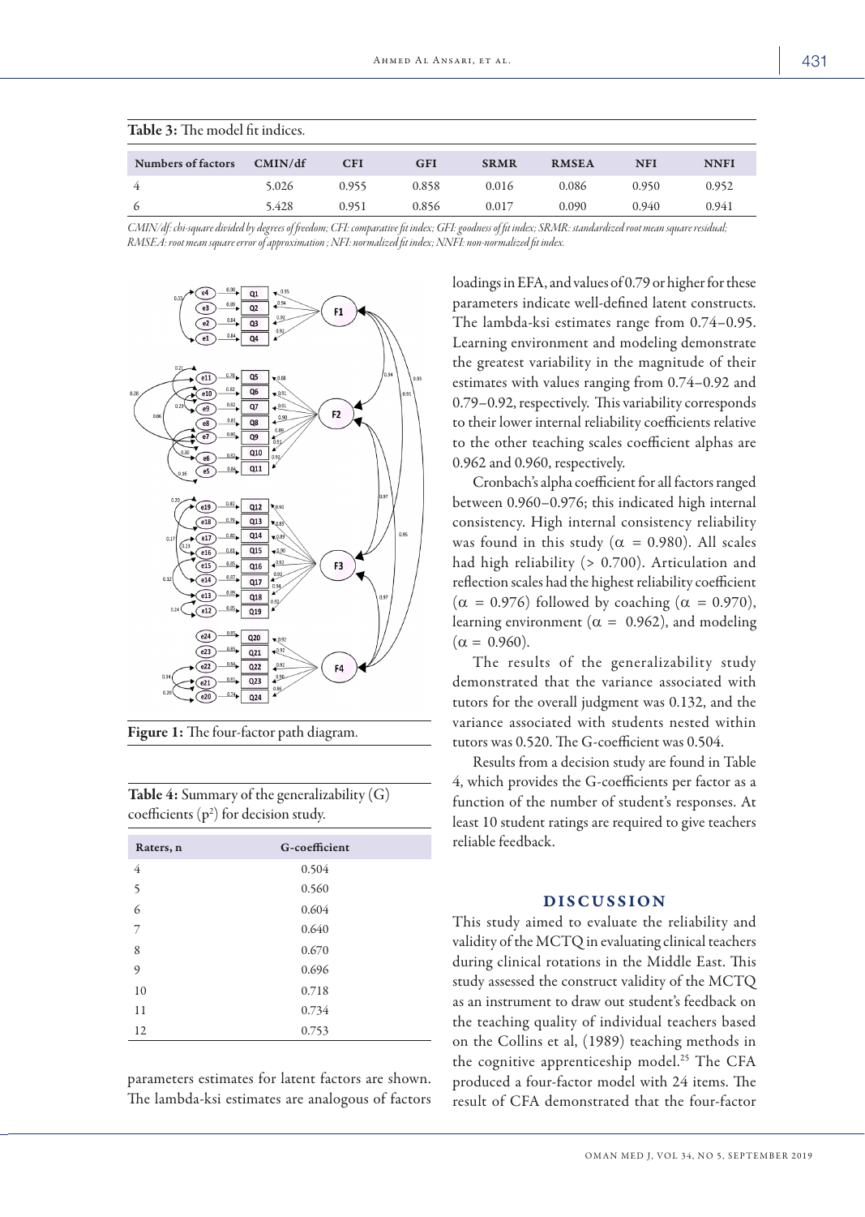**Table 3:** The model fit indices.

| Numbers of factors | CMIN/df | CFI | GFI | SRMR | RMSEA | NFI | NNFI |
|---|---|---|---|---|---|---|---|
| 4 | 5.026 | 0.955 | 0.858 | 0.016 | 0.086 | 0.950 | 0.952 |
| 6 | 5.428 | 0.951 | 0.856 | 0.017 | 0.090 | 0.940 | 0.941 |

*CMIN/df: chi-square divided by degrees of freedom; CFI: comparative fit index; GFI: goodness of fit index; SRMR: standardized root mean square residual; RMSEA: root mean square error of approximation ; NFI: normalized fit index; NNFI: non-normalized fit index.*

**Figure 1:** The four-factor path diagram.

**Table 4:** Summary of the generalizability (G) coefficients ($p^2$) for decision study.

| Raters, n | G-coefficient |
|---|---|
| 4 | 0.504 |
| 5 | 0.560 |
| 6 | 0.604 |
| 7 | 0.640 |
| 8 | 0.670 |
| 9 | 0.696 |
| 10 | 0.718 |
| 11 | 0.734 |
| 12 | 0.753 |

parameters estimates for latent factors are shown. The lambda-ksi estimates are analogous of factors loadings in EFA, and values of 0.79 or higher for these parameters indicate well-defined latent constructs. The lambda-ksi estimates range from 0.74–0.95. Learning environment and modeling demonstrate the greatest variability in the magnitude of their estimates with values ranging from 0.74–0.92 and 0.79–0.92, respectively. This variability corresponds to their lower internal reliability coefficients relative to the other teaching scales coefficient alphas are 0.962 and 0.960, respectively.

Cronbach's alpha coefficient for all factors ranged between 0.960–0.976; this indicated high internal consistency. High internal consistency reliability was found in this study ($\alpha$ = 0.980). All scales had high reliability (> 0.700). Articulation and reflection scales had the highest reliability coefficient ($\alpha$ = 0.976) followed by coaching ($\alpha$ = 0.970), learning environment ($\alpha$ = 0.962), and modeling ($\alpha$ = 0.960).

The results of the generalizability study demonstrated that the variance associated with tutors for the overall judgment was 0.132, and the variance associated with students nested within tutors was 0.520. The G-coefficient was 0.504.

Results from a decision study are found in Table 4, which provides the G-coefficients per factor as a function of the number of student's responses. At least 10 student ratings are required to give teachers reliable feedback.

## DISCUSSION

This study aimed to evaluate the reliability and validity of the MCTQ in evaluating clinical teachers during clinical rotations in the Middle East. This study assessed the construct validity of the MCTQ as an instrument to draw out student's feedback on the teaching quality of individual teachers based on the Collins et al, (1989) teaching methods in the cognitive apprenticeship model.[25] The CFA produced a four-factor model with 24 items. The result of CFA demonstrated that the four-factor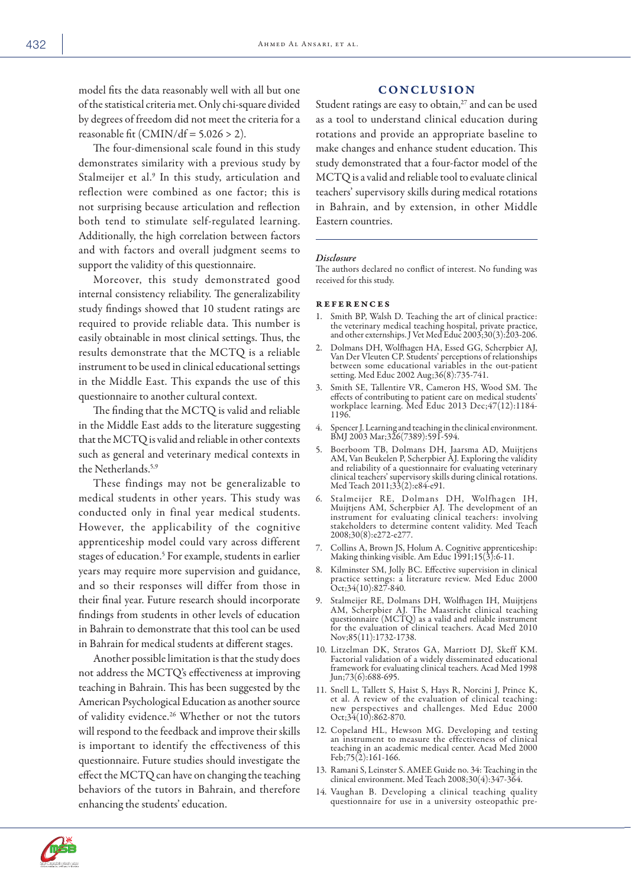model fits the data reasonably well with all but one of the statistical criteria met. Only chi-square divided by degrees of freedom did not meet the criteria for a reasonable fit (CMIN/df = 5.026 > 2).

The four-dimensional scale found in this study demonstrates similarity with a previous study by Stalmeijer et al.[9] In this study, articulation and reflection were combined as one factor; this is not surprising because articulation and reflection both tend to stimulate self-regulated learning. Additionally, the high correlation between factors and with factors and overall judgment seems to support the validity of this questionnaire.

Moreover, this study demonstrated good internal consistency reliability. The generalizability study findings showed that 10 student ratings are required to provide reliable data. This number is easily obtainable in most clinical settings. Thus, the results demonstrate the MCTQ is a reliable instrument to be used in clinical educational settings in the Middle East. This expands the use of this questionnaire to another cultural context.

The finding that the MCTQ is valid and reliable in the Middle East adds to the literature suggesting that the MCTQ is valid and reliable in other contexts such as general and veterinary medical contexts in the Netherlands.[5,9]

These findings may not be generalizable to medical students in other years. This study was conducted only in final year medical students. However, the applicability of the cognitive apprenticeship model could vary across different stages of education.[5] For example, students in earlier years may require more supervision and guidance, and so their responses will differ from those in their final year. Future research should incorporate findings from students in other levels of education in Bahrain to demonstrate that this tool can be used in Bahrain for medical students at different stages.

Another possible limitation is that the study does not address the MCTQ's effectiveness at improving teaching in Bahrain. This has been suggested by the American Psychological Education as another source of validity evidence.[26] Whether or not the tutors will respond to the feedback and improve their skills is important to identify the effectiveness of this questionnaire. Future studies should investigate the effect the MCTQ can have on changing the teaching behaviors of the tutors in Bahrain, and therefore enhancing the students' education.

## CONCLUSION

Student ratings are easy to obtain,[27] and can be used as a tool to understand clinical education during rotations and provide an appropriate baseline to make changes and enhance student education. This study demonstrated that a four-factor model of the MCTQ is a valid and reliable tool to evaluate clinical teachers' supervisory skills during medical rotations in Bahrain, and by extension, in other Middle Eastern countries.

### *Disclosure*

The authors declared no conflict of interest. No funding was received for this study.

## REFERENCES

1. Smith BP, Walsh D. Teaching the art of clinical practice: the veterinary medical teaching hospital, private practice, and other externships. J Vet Med Educ 2003;30(3):203-206.
2. Dolmans DH, Wolfhagen HA, Essed GG, Scherpbier AJ, Van Der Vleuten CP. Students' perceptions of relationships between some educational variables in the out-patient setting. Med Educ 2002 Aug;36(8):735-741.
3. Smith SE, Tallentire VR, Cameron HS, Wood SM. The effects of contributing to patient care on medical students' workplace learning. Med Educ 2013 Dec;47(12):1184-1196.
4. Spencer J. Learning and teaching in the clinical environment. BMJ 2003 Mar;326(7389):591-594.
5. Boerboom TB, Dolmans DH, Jaarsma AD, Muijtjens AM, Van Beukelen P, Scherpbier AJ. Exploring the validity and reliability of a questionnaire for evaluating veterinary clinical teachers' supervisory skills during clinical rotations. Med Teach 2011;33(2):e84-e91.
6. Stalmeijer RE, Dolmans DH, Wolfhagen IH, Muijtjens AM, Scherpbier AJ. The development of an instrument for evaluating clinical teachers: involving stakeholders to determine content validity. Med Teach 2008;30(8):e272-e277.
7. Collins A, Brown JS, Holum A. Cognitive apprenticeship: Making thinking visible. Am Educ 1991;15(3):6-11.
8. Kilminster SM, Jolly BC. Effective supervision in clinical practice settings: a literature review. Med Educ 2000 Oct;34(10):827-840.
9. Stalmeijer RE, Dolmans DH, Wolfhagen IH, Muijtjens AM, Scherpbier AJ. The Maastricht clinical teaching questionnaire (MCTQ) as a valid and reliable instrument for the evaluation of clinical teachers. Acad Med 2010 Nov;85(11):1732-1738.
10. Litzelman DK, Stratos GA, Marriott DJ, Skeff KM. Factorial validation of a widely disseminated educational framework for evaluating clinical teachers. Acad Med 1998 Jun;73(6):688-695.
11. Snell L, Tallett S, Haist S, Hays R, Norcini J, Prince K, et al. A review of the evaluation of clinical teaching: new perspectives and challenges. Med Educ 2000 Oct;34(10):862-870.
12. Copeland HL, Hewson MG. Developing and testing an instrument to measure the effectiveness of clinical teaching in an academic medical center. Acad Med 2000 Feb;75(2):161-166.
13. Ramani S, Leinster S. AMEE Guide no. 34: Teaching in the clinical environment. Med Teach 2008;30(4):347-364.
14. Vaughan B. Developing a clinical teaching quality questionnaire for use in a university osteopathic pre-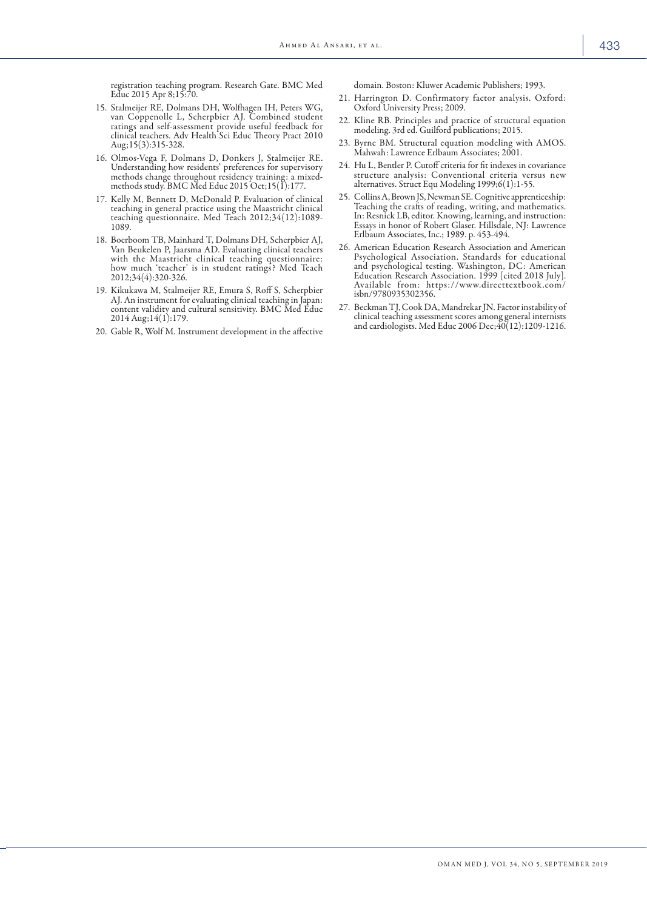registration teaching program. Research Gate. BMC Med Educ 2015 Apr 8;15:70.

15. Stalmeijer RE, Dolmans DH, Wolfhagen IH, Peters WG, van Coppenolle L, Scherpbier AJ. Combined student ratings and self-assessment provide useful feedback for clinical teachers. Adv Health Sci Educ Theory Pract 2010 Aug;15(3):315-328.
16. Olmos-Vega F, Dolmans D, Donkers J, Stalmeijer RE. Understanding how residents' preferences for supervisory methods change throughout residency training: a mixed-methods study. BMC Med Educ 2015 Oct;15(1):177.
17. Kelly M, Bennett D, McDonald P. Evaluation of clinical teaching in general practice using the Maastricht clinical teaching questionnaire. Med Teach 2012;34(12):1089-1089.
18. Boerboom TB, Mainhard T, Dolmans DH, Scherpbier AJ, Van Beukelen P, Jaarsma AD. Evaluating clinical teachers with the Maastricht clinical teaching questionnaire: how much 'teacher' is in student ratings? Med Teach 2012;34(4):320-326.
19. Kikukawa M, Stalmeijer RE, Emura S, Roff S, Scherpbier AJ. An instrument for evaluating clinical teaching in Japan: content validity and cultural sensitivity. BMC Med Educ 2014 Aug;14(1):179.
20. Gable R, Wolf M. Instrument development in the affective domain. Boston: Kluwer Academic Publishers; 1993.
21. Harrington D. Confirmatory factor analysis. Oxford: Oxford University Press; 2009.
22. Kline RB. Principles and practice of structural equation modeling. 3rd ed. Guilford publications; 2015.
23. Byrne BM. Structural equation modeling with AMOS. Mahwah: Lawrence Erlbaum Associates; 2001.
24. Hu L, Bentler P. Cutoff criteria for fit indexes in covariance structure analysis: Conventional criteria versus new alternatives. Struct Equ Modeling 1999;6(1):1-55.
25. Collins A, Brown JS, Newman SE. Cognitive apprenticeship: Teaching the crafts of reading, writing, and mathematics. In: Resnick LB, editor. Knowing, learning, and instruction: Essays in honor of Robert Glaser. Hillsdale, NJ: Lawrence Erlbaum Associates, Inc.; 1989. p. 453-494.
26. American Education Research Association and American Psychological Association. Standards for educational and psychological testing. Washington, DC: American Education Research Association. 1999 [cited 2018 July]. Available from: https://www.directtextbook.com/isbn/9780935302356.
27. Beckman TJ, Cook DA, Mandrekar JN. Factor instability of clinical teaching assessment scores among general internists and cardiologists. Med Educ 2006 Dec;40(12):1209-1216.